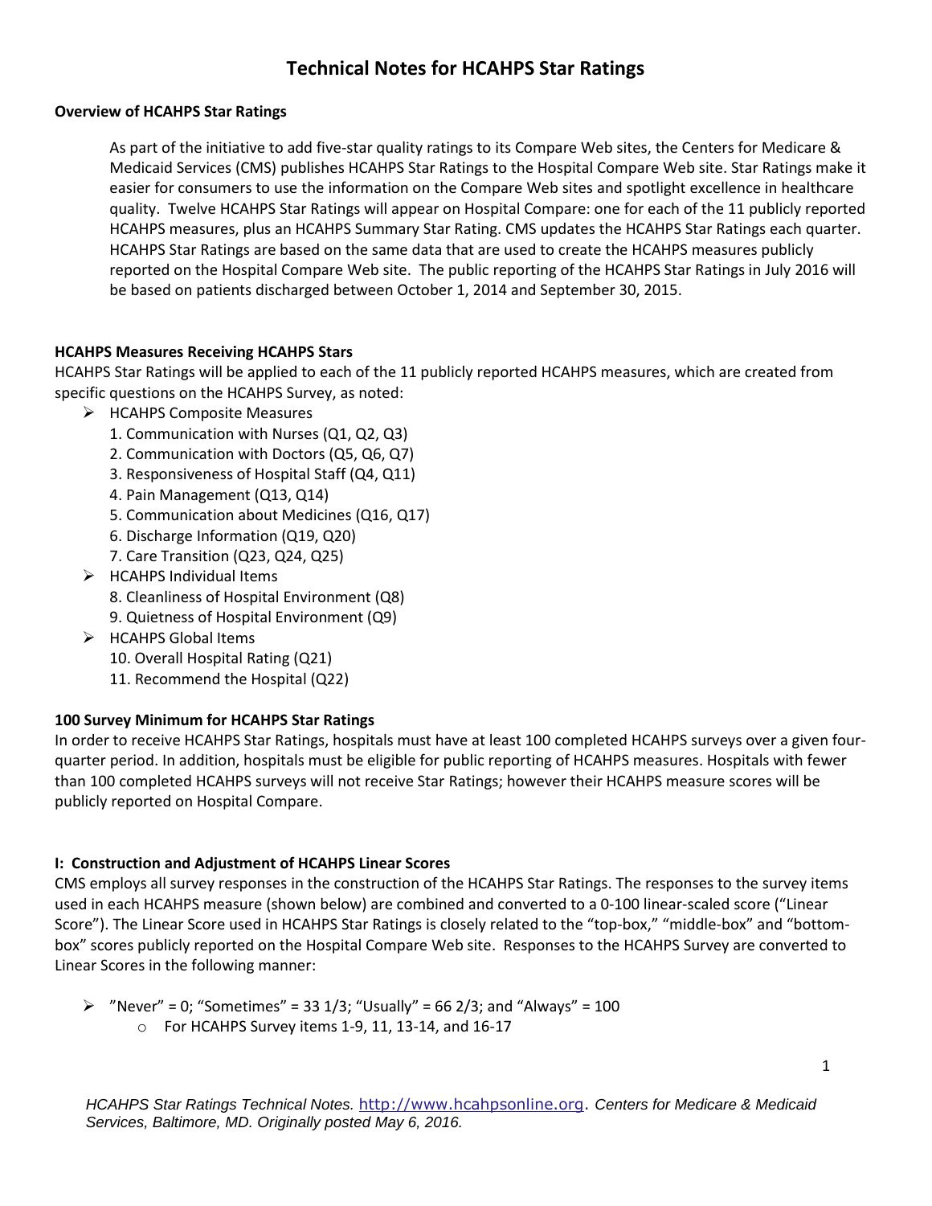# Technical Notes for HCAHPS Star Ratings

### Overview of HCAHPS Star Ratings

As part of the initiative to add five-star quality ratings to its Compare Web sites, the Centers for Medicare & Medicaid Services (CMS) publishes HCAHPS Star Ratings to the Hospital Compare Web site. Star Ratings make it easier for consumers to use the information on the Compare Web sites and spotlight excellence in healthcare quality. Twelve HCAHPS Star Ratings will appear on Hospital Compare: one for each of the 11 publicly reported HCAHPS measures, plus an HCAHPS Summary Star Rating. CMS updates the HCAHPS Star Ratings each quarter. HCAHPS Star Ratings are based on the same data that are used to create the HCAHPS measures publicly reported on the Hospital Compare Web site. The public reporting of the HCAHPS Star Ratings in July 2016 will be based on patients discharged between October 1, 2014 and September 30, 2015.

### HCAHPS Measures Receiving HCAHPS Stars

HCAHPS Star Ratings will be applied to each of the 11 publicly reported HCAHPS measures, which are created from specific questions on the HCAHPS Survey, as noted:

- HCAHPS Composite Measures
  1. Communication with Nurses (Q1, Q2, Q3)
  2. Communication with Doctors (Q5, Q6, Q7)
  3. Responsiveness of Hospital Staff (Q4, Q11)
  4. Pain Management (Q13, Q14)
  5. Communication about Medicines (Q16, Q17)
  6. Discharge Information (Q19, Q20)
  7. Care Transition (Q23, Q24, Q25)
- HCAHPS Individual Items
  8. Cleanliness of Hospital Environment (Q8)
  9. Quietness of Hospital Environment (Q9)
- HCAHPS Global Items
  10. Overall Hospital Rating (Q21)
  11. Recommend the Hospital (Q22)

### 100 Survey Minimum for HCAHPS Star Ratings

In order to receive HCAHPS Star Ratings, hospitals must have at least 100 completed HCAHPS surveys over a given four-quarter period. In addition, hospitals must be eligible for public reporting of HCAHPS measures. Hospitals with fewer than 100 completed HCAHPS surveys will not receive Star Ratings; however their HCAHPS measure scores will be publicly reported on Hospital Compare.

### I: Construction and Adjustment of HCAHPS Linear Scores

CMS employs all survey responses in the construction of the HCAHPS Star Ratings. The responses to the survey items used in each HCAHPS measure (shown below) are combined and converted to a 0-100 linear-scaled score ("Linear Score"). The Linear Score used in HCAHPS Star Ratings is closely related to the "top-box," "middle-box" and "bottom-box" scores publicly reported on the Hospital Compare Web site. Responses to the HCAHPS Survey are converted to Linear Scores in the following manner:

- "Never" = 0; "Sometimes" = 33 1/3; "Usually" = 66 2/3; and "Always" = 100
  - For HCAHPS Survey items 1-9, 11, 13-14, and 16-17

*HCAHPS Star Ratings Technical Notes.* http://www.hcahpsonline.org. *Centers for Medicare & Medicaid Services, Baltimore, MD. Originally posted May 6, 2016.*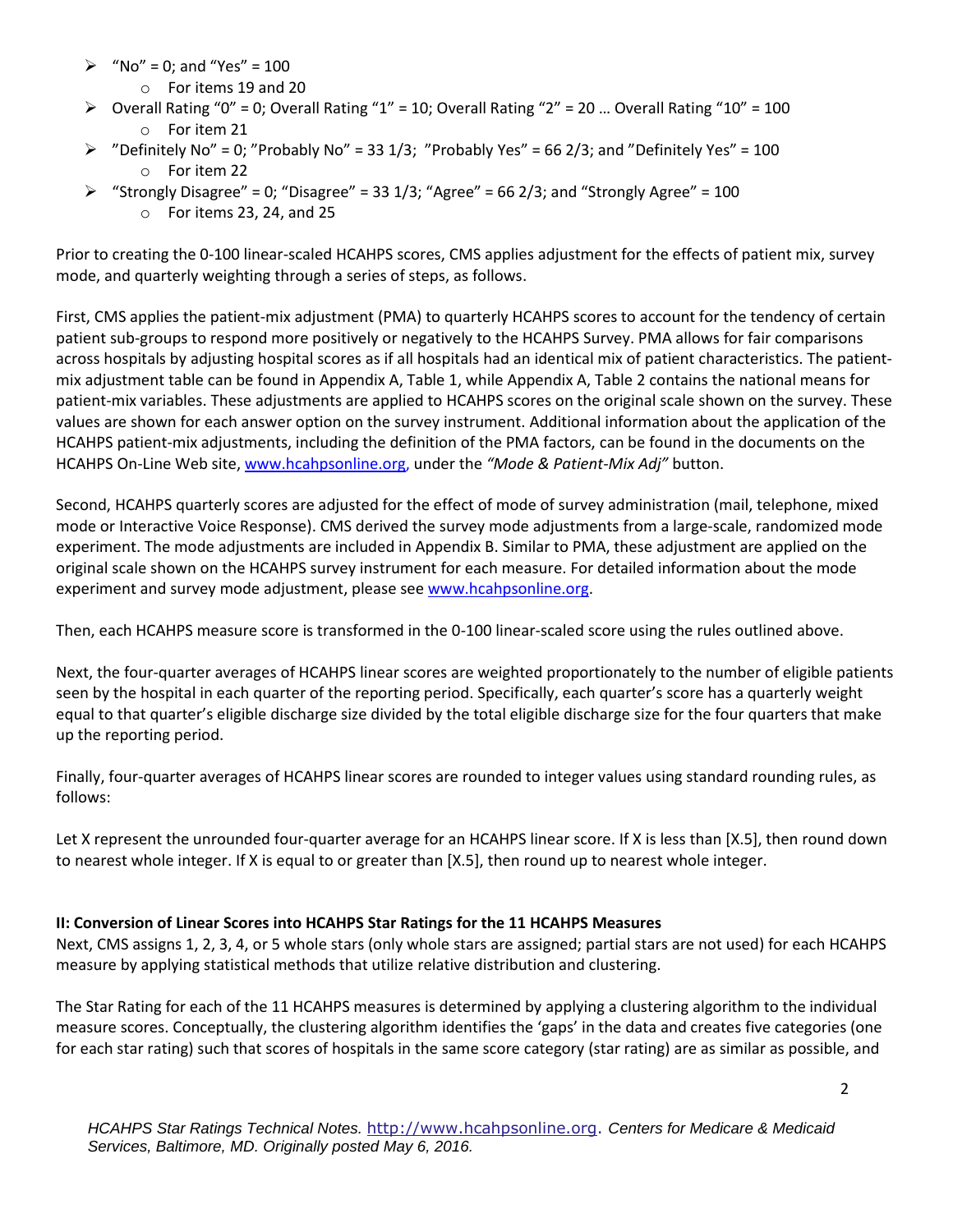- "No" = 0; and "Yes" = 100
  - For items 19 and 20
- Overall Rating "0" = 0; Overall Rating "1" = 10; Overall Rating "2" = 20 … Overall Rating "10" = 100
  - For item 21
- "Definitely No" = 0; "Probably No" = 33 1/3; "Probably Yes" = 66 2/3; and "Definitely Yes" = 100
  - For item 22
- "Strongly Disagree" = 0; "Disagree" = 33 1/3; "Agree" = 66 2/3; and "Strongly Agree" = 100
  - For items 23, 24, and 25

Prior to creating the 0-100 linear-scaled HCAHPS scores, CMS applies adjustment for the effects of patient mix, survey mode, and quarterly weighting through a series of steps, as follows.

First, CMS applies the patient-mix adjustment (PMA) to quarterly HCAHPS scores to account for the tendency of certain patient sub-groups to respond more positively or negatively to the HCAHPS Survey. PMA allows for fair comparisons across hospitals by adjusting hospital scores as if all hospitals had an identical mix of patient characteristics. The patient-mix adjustment table can be found in Appendix A, Table 1, while Appendix A, Table 2 contains the national means for patient-mix variables. These adjustments are applied to HCAHPS scores on the original scale shown on the survey. These values are shown for each answer option on the survey instrument. Additional information about the application of the HCAHPS patient-mix adjustments, including the definition of the PMA factors, can be found in the documents on the HCAHPS On-Line Web site, www.hcahpsonline.org, under the *"Mode & Patient-Mix Adj"* button.

Second, HCAHPS quarterly scores are adjusted for the effect of mode of survey administration (mail, telephone, mixed mode or Interactive Voice Response). CMS derived the survey mode adjustments from a large-scale, randomized mode experiment. The mode adjustments are included in Appendix B. Similar to PMA, these adjustment are applied on the original scale shown on the HCAHPS survey instrument for each measure. For detailed information about the mode experiment and survey mode adjustment, please see www.hcahpsonline.org.

Then, each HCAHPS measure score is transformed in the 0-100 linear-scaled score using the rules outlined above.

Next, the four-quarter averages of HCAHPS linear scores are weighted proportionately to the number of eligible patients seen by the hospital in each quarter of the reporting period. Specifically, each quarter's score has a quarterly weight equal to that quarter's eligible discharge size divided by the total eligible discharge size for the four quarters that make up the reporting period.

Finally, four-quarter averages of HCAHPS linear scores are rounded to integer values using standard rounding rules, as follows:

Let X represent the unrounded four-quarter average for an HCAHPS linear score. If X is less than [X.5], then round down to nearest whole integer. If X is equal to or greater than [X.5], then round up to nearest whole integer.

**II: Conversion of Linear Scores into HCAHPS Star Ratings for the 11 HCAHPS Measures**

Next, CMS assigns 1, 2, 3, 4, or 5 whole stars (only whole stars are assigned; partial stars are not used) for each HCAHPS measure by applying statistical methods that utilize relative distribution and clustering.

The Star Rating for each of the 11 HCAHPS measures is determined by applying a clustering algorithm to the individual measure scores. Conceptually, the clustering algorithm identifies the 'gaps' in the data and creates five categories (one for each star rating) such that scores of hospitals in the same score category (star rating) are as similar as possible, and

*HCAHPS Star Ratings Technical Notes.* http://www.hcahpsonline.org. *Centers for Medicare & Medicaid Services, Baltimore, MD. Originally posted May 6, 2016.*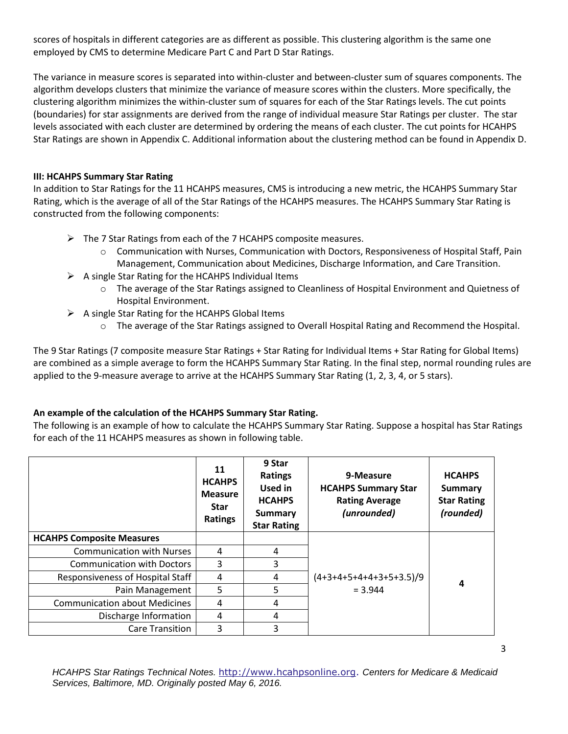scores of hospitals in different categories are as different as possible. This clustering algorithm is the same one employed by CMS to determine Medicare Part C and Part D Star Ratings.

The variance in measure scores is separated into within-cluster and between-cluster sum of squares components. The algorithm develops clusters that minimize the variance of measure scores within the clusters. More specifically, the clustering algorithm minimizes the within-cluster sum of squares for each of the Star Ratings levels. The cut points (boundaries) for star assignments are derived from the range of individual measure Star Ratings per cluster. The star levels associated with each cluster are determined by ordering the means of each cluster. The cut points for HCAHPS Star Ratings are shown in Appendix C. Additional information about the clustering method can be found in Appendix D.

### III: HCAHPS Summary Star Rating

In addition to Star Ratings for the 11 HCAHPS measures, CMS is introducing a new metric, the HCAHPS Summary Star Rating, which is the average of all of the Star Ratings of the HCAHPS measures. The HCAHPS Summary Star Rating is constructed from the following components:

- The 7 Star Ratings from each of the 7 HCAHPS composite measures.
  - Communication with Nurses, Communication with Doctors, Responsiveness of Hospital Staff, Pain Management, Communication about Medicines, Discharge Information, and Care Transition.
- A single Star Rating for the HCAHPS Individual Items
  - The average of the Star Ratings assigned to Cleanliness of Hospital Environment and Quietness of Hospital Environment.
- A single Star Rating for the HCAHPS Global Items
  - The average of the Star Ratings assigned to Overall Hospital Rating and Recommend the Hospital.

The 9 Star Ratings (7 composite measure Star Ratings + Star Rating for Individual Items + Star Rating for Global Items) are combined as a simple average to form the HCAHPS Summary Star Rating. In the final step, normal rounding rules are applied to the 9-measure average to arrive at the HCAHPS Summary Star Rating (1, 2, 3, 4, or 5 stars).

**An example of the calculation of the HCAHPS Summary Star Rating.**

The following is an example of how to calculate the HCAHPS Summary Star Rating. Suppose a hospital has Star Ratings for each of the 11 HCAHPS measures as shown in following table.

| | 11 HCAHPS Measure Star Ratings | 9 Star Ratings Used in HCAHPS Summary Star Rating | 9-Measure HCAHPS Summary Star Rating Average *(unrounded)* | HCAHPS Summary Star Rating *(rounded)* |
|---|---|---|---|---|
| **HCAHPS Composite Measures** | | | | |
| Communication with Nurses | 4 | 4 | (4+3+4+5+4+4+3+5+3.5)/9 = 3.944 | **4** |
| Communication with Doctors | 3 | 3 | | |
| Responsiveness of Hospital Staff | 4 | 4 | | |
| Pain Management | 5 | 5 | | |
| Communication about Medicines | 4 | 4 | | |
| Discharge Information | 4 | 4 | | |
| Care Transition | 3 | 3 | | |

*HCAHPS Star Ratings Technical Notes.* http://www.hcahpsonline.org. *Centers for Medicare & Medicaid Services, Baltimore, MD. Originally posted May 6, 2016.*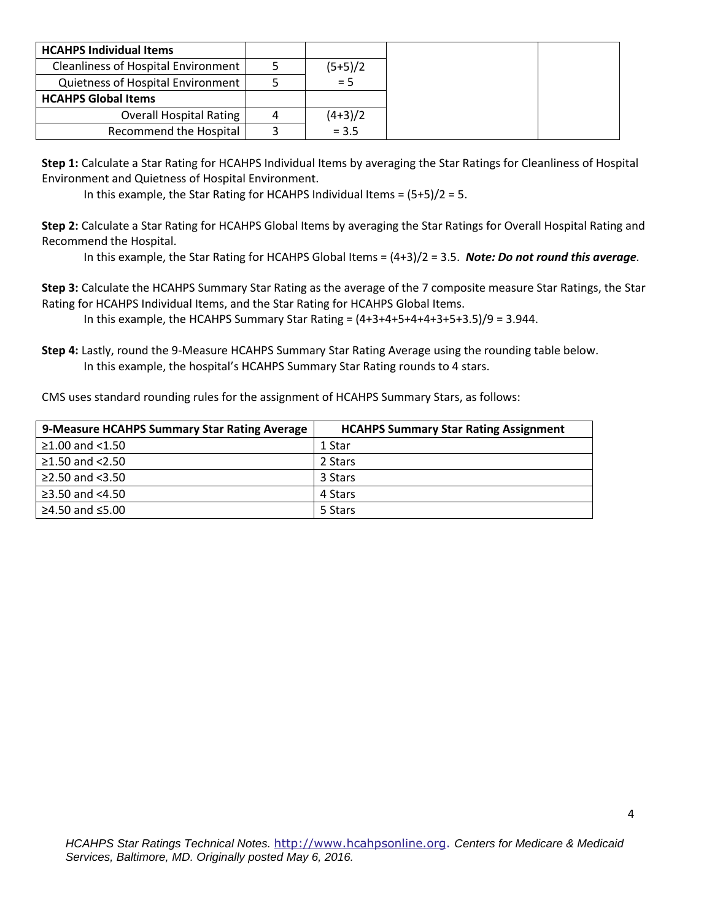| HCAHPS Individual Items | | | | |
|---|---|---|---|---|
| Cleanliness of Hospital Environment | 5 | (5+5)/2 | | |
| Quietness of Hospital Environment | 5 | = 5 | | |
| **HCAHPS Global Items** | | | | |
| Overall Hospital Rating | 4 | (4+3)/2 | | |
| Recommend the Hospital | 3 | = 3.5 | | |

**Step 1:** Calculate a Star Rating for HCAHPS Individual Items by averaging the Star Ratings for Cleanliness of Hospital Environment and Quietness of Hospital Environment.

In this example, the Star Rating for HCAHPS Individual Items = (5+5)/2 = 5.

**Step 2:** Calculate a Star Rating for HCAHPS Global Items by averaging the Star Ratings for Overall Hospital Rating and Recommend the Hospital.

In this example, the Star Rating for HCAHPS Global Items = (4+3)/2 = 3.5. ***Note: Do not round this average.***

**Step 3:** Calculate the HCAHPS Summary Star Rating as the average of the 7 composite measure Star Ratings, the Star Rating for HCAHPS Individual Items, and the Star Rating for HCAHPS Global Items.

In this example, the HCAHPS Summary Star Rating = (4+3+4+5+4+4+3+5+3.5)/9 = 3.944.

**Step 4:** Lastly, round the 9-Measure HCAHPS Summary Star Rating Average using the rounding table below.

In this example, the hospital's HCAHPS Summary Star Rating rounds to 4 stars.

CMS uses standard rounding rules for the assignment of HCAHPS Summary Stars, as follows:

| 9-Measure HCAHPS Summary Star Rating Average | HCAHPS Summary Star Rating Assignment |
|---|---|
| ≥1.00 and <1.50 | 1 Star |
| ≥1.50 and <2.50 | 2 Stars |
| ≥2.50 and <3.50 | 3 Stars |
| ≥3.50 and <4.50 | 4 Stars |
| ≥4.50 and ≤5.00 | 5 Stars |

*HCAHPS Star Ratings Technical Notes.* http://www.hcahpsonline.org. *Centers for Medicare & Medicaid Services, Baltimore, MD. Originally posted May 6, 2016.*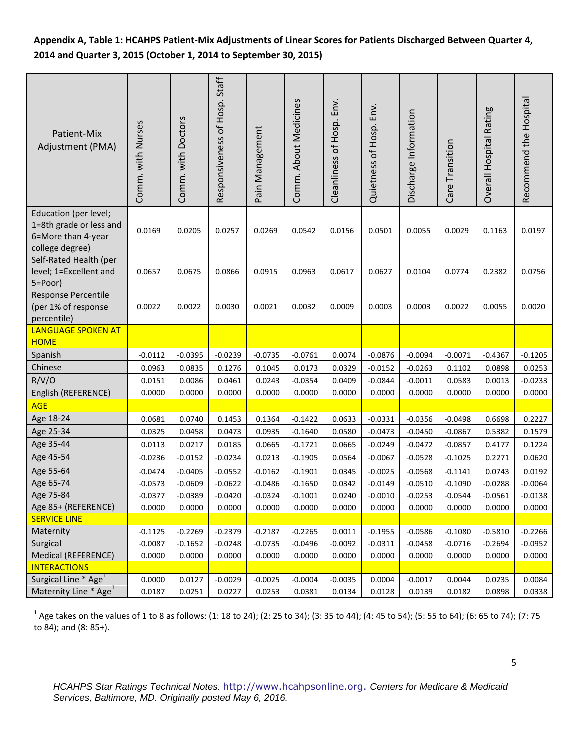**Appendix A, Table 1: HCAHPS Patient-Mix Adjustments of Linear Scores for Patients Discharged Between Quarter 4, 2014 and Quarter 3, 2015 (October 1, 2014 to September 30, 2015)**

| Patient-Mix Adjustment (PMA) | Comm. with Nurses | Comm. with Doctors | Responsiveness of Hosp. Staff | Pain Management | Comm. About Medicines | Cleanliness of Hosp. Env. | Quietness of Hosp. Env. | Discharge Information | Care Transition | Overall Hospital Rating | Recommend the Hospital |
|---|---|---|---|---|---|---|---|---|---|---|---|
| Education (per level; 1=8th grade or less and 6=More than 4-year college degree) | 0.0169 | 0.0205 | 0.0257 | 0.0269 | 0.0542 | 0.0156 | 0.0501 | 0.0055 | 0.0029 | 0.1163 | 0.0197 |
| Self-Rated Health (per level; 1=Excellent and 5=Poor) | 0.0657 | 0.0675 | 0.0866 | 0.0915 | 0.0963 | 0.0617 | 0.0627 | 0.0104 | 0.0774 | 0.2382 | 0.0756 |
| Response Percentile (per 1% of response percentile) | 0.0022 | 0.0022 | 0.0030 | 0.0021 | 0.0032 | 0.0009 | 0.0003 | 0.0003 | 0.0022 | 0.0055 | 0.0020 |
| LANGUAGE SPOKEN AT HOME | | | | | | | | | | | |
| Spanish | -0.0112 | -0.0395 | -0.0239 | -0.0735 | -0.0761 | 0.0074 | -0.0876 | -0.0094 | -0.0071 | -0.4367 | -0.1205 |
| Chinese | 0.0963 | 0.0835 | 0.1276 | 0.1045 | 0.0173 | 0.0329 | -0.0152 | -0.0263 | 0.1102 | 0.0898 | 0.0253 |
| R/V/O | 0.0151 | 0.0086 | 0.0461 | 0.0243 | -0.0354 | 0.0409 | -0.0844 | -0.0011 | 0.0583 | 0.0013 | -0.0233 |
| English (REFERENCE) | 0.0000 | 0.0000 | 0.0000 | 0.0000 | 0.0000 | 0.0000 | 0.0000 | 0.0000 | 0.0000 | 0.0000 | 0.0000 |
| AGE | | | | | | | | | | | |
| Age 18-24 | 0.0681 | 0.0740 | 0.1453 | 0.1364 | -0.1422 | 0.0633 | -0.0331 | -0.0356 | -0.0498 | 0.6698 | 0.2227 |
| Age 25-34 | 0.0325 | 0.0458 | 0.0473 | 0.0935 | -0.1640 | 0.0580 | -0.0473 | -0.0450 | -0.0867 | 0.5382 | 0.1579 |
| Age 35-44 | 0.0113 | 0.0217 | 0.0185 | 0.0665 | -0.1721 | 0.0665 | -0.0249 | -0.0472 | -0.0857 | 0.4177 | 0.1224 |
| Age 45-54 | -0.0236 | -0.0152 | -0.0234 | 0.0213 | -0.1905 | 0.0564 | -0.0067 | -0.0528 | -0.1025 | 0.2271 | 0.0620 |
| Age 55-64 | -0.0474 | -0.0405 | -0.0552 | -0.0162 | -0.1901 | 0.0345 | -0.0025 | -0.0568 | -0.1141 | 0.0743 | 0.0192 |
| Age 65-74 | -0.0573 | -0.0609 | -0.0622 | -0.0486 | -0.1650 | 0.0342 | -0.0149 | -0.0510 | -0.1090 | -0.0288 | -0.0064 |
| Age 75-84 | -0.0377 | -0.0389 | -0.0420 | -0.0324 | -0.1001 | 0.0240 | -0.0010 | -0.0253 | -0.0544 | -0.0561 | -0.0138 |
| Age 85+ (REFERENCE) | 0.0000 | 0.0000 | 0.0000 | 0.0000 | 0.0000 | 0.0000 | 0.0000 | 0.0000 | 0.0000 | 0.0000 | 0.0000 |
| SERVICE LINE | | | | | | | | | | | |
| Maternity | -0.1125 | -0.2269 | -0.2379 | -0.2187 | -0.2265 | 0.0011 | -0.1955 | -0.0586 | -0.1080 | -0.5810 | -0.2266 |
| Surgical | -0.0087 | -0.1652 | -0.0248 | -0.0735 | -0.0496 | -0.0092 | -0.0311 | -0.0458 | -0.0716 | -0.2694 | -0.0952 |
| Medical (REFERENCE) | 0.0000 | 0.0000 | 0.0000 | 0.0000 | 0.0000 | 0.0000 | 0.0000 | 0.0000 | 0.0000 | 0.0000 | 0.0000 |
| INTERACTIONS | | | | | | | | | | | |
| Surgical Line * Age[1] | 0.0000 | 0.0127 | -0.0029 | -0.0025 | -0.0004 | -0.0035 | 0.0004 | -0.0017 | 0.0044 | 0.0235 | 0.0084 |
| Maternity Line * Age[1] | 0.0187 | 0.0251 | 0.0227 | 0.0253 | 0.0381 | 0.0134 | 0.0128 | 0.0139 | 0.0182 | 0.0898 | 0.0338 |

[1] Age takes on the values of 1 to 8 as follows: (1: 18 to 24); (2: 25 to 34); (3: 35 to 44); (4: 45 to 54); (5: 55 to 64); (6: 65 to 74); (7: 75 to 84); and (8: 85+).

*HCAHPS Star Ratings Technical Notes.* http://www.hcahpsonline.org. *Centers for Medicare & Medicaid Services, Baltimore, MD. Originally posted May 6, 2016.*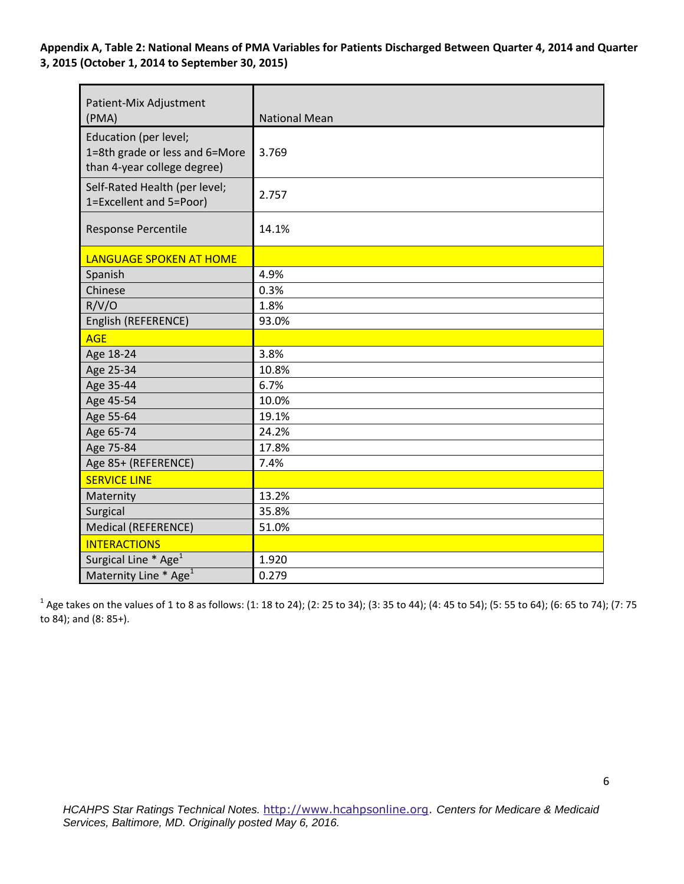**Appendix A, Table 2: National Means of PMA Variables for Patients Discharged Between Quarter 4, 2014 and Quarter 3, 2015 (October 1, 2014 to September 30, 2015)**

| Patient-Mix Adjustment (PMA) | National Mean |
|---|---|
| Education (per level; 1=8th grade or less and 6=More than 4-year college degree) | 3.769 |
| Self-Rated Health (per level; 1=Excellent and 5=Poor) | 2.757 |
| Response Percentile | 14.1% |
| **LANGUAGE SPOKEN AT HOME** | |
| Spanish | 4.9% |
| Chinese | 0.3% |
| R/V/O | 1.8% |
| English (REFERENCE) | 93.0% |
| **AGE** | |
| Age 18-24 | 3.8% |
| Age 25-34 | 10.8% |
| Age 35-44 | 6.7% |
| Age 45-54 | 10.0% |
| Age 55-64 | 19.1% |
| Age 65-74 | 24.2% |
| Age 75-84 | 17.8% |
| Age 85+ (REFERENCE) | 7.4% |
| **SERVICE LINE** | |
| Maternity | 13.2% |
| Surgical | 35.8% |
| Medical (REFERENCE) | 51.0% |
| **INTERACTIONS** | |
| Surgical Line * Age[1] | 1.920 |
| Maternity Line * Age[1] | 0.279 |

[1] Age takes on the values of 1 to 8 as follows: (1: 18 to 24); (2: 25 to 34); (3: 35 to 44); (4: 45 to 54); (5: 55 to 64); (6: 65 to 74); (7: 75 to 84); and (8: 85+).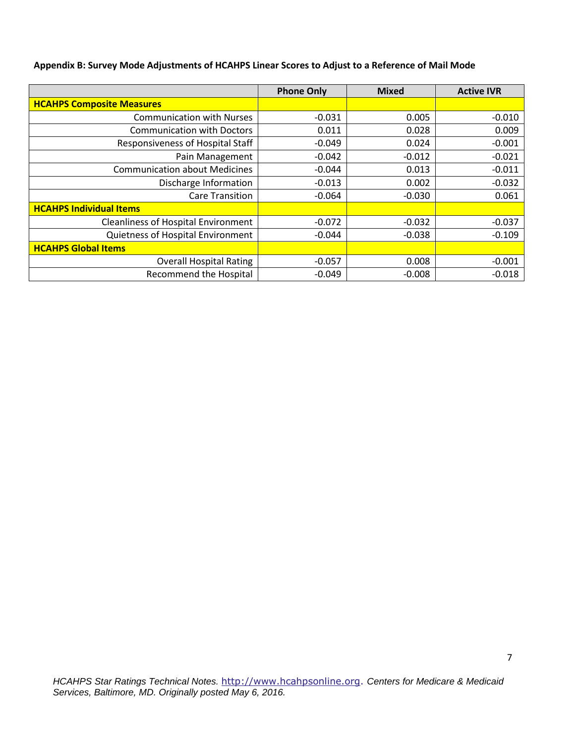**Appendix B: Survey Mode Adjustments of HCAHPS Linear Scores to Adjust to a Reference of Mail Mode**

| | Phone Only | Mixed | Active IVR |
|---|---|---|---|
| **HCAHPS Composite Measures** | | | |
| Communication with Nurses | -0.031 | 0.005 | -0.010 |
| Communication with Doctors | 0.011 | 0.028 | 0.009 |
| Responsiveness of Hospital Staff | -0.049 | 0.024 | -0.001 |
| Pain Management | -0.042 | -0.012 | -0.021 |
| Communication about Medicines | -0.044 | 0.013 | -0.011 |
| Discharge Information | -0.013 | 0.002 | -0.032 |
| Care Transition | -0.064 | -0.030 | 0.061 |
| **HCAHPS Individual Items** | | | |
| Cleanliness of Hospital Environment | -0.072 | -0.032 | -0.037 |
| Quietness of Hospital Environment | -0.044 | -0.038 | -0.109 |
| **HCAHPS Global Items** | | | |
| Overall Hospital Rating | -0.057 | 0.008 | -0.001 |
| Recommend the Hospital | -0.049 | -0.008 | -0.018 |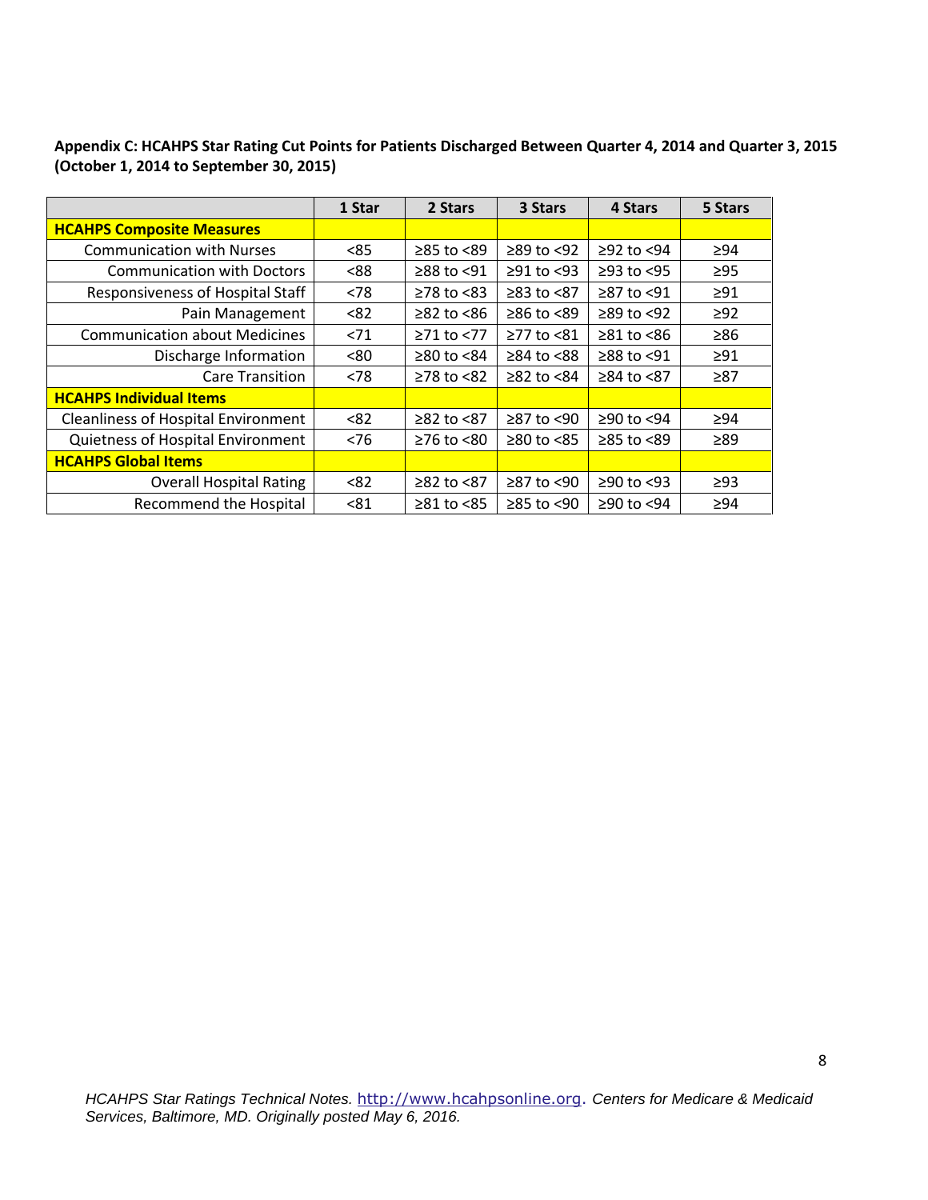**Appendix C: HCAHPS Star Rating Cut Points for Patients Discharged Between Quarter 4, 2014 and Quarter 3, 2015 (October 1, 2014 to September 30, 2015)**

| | 1 Star | 2 Stars | 3 Stars | 4 Stars | 5 Stars |
|---|---|---|---|---|---|
| **HCAHPS Composite Measures** | | | | | |
| Communication with Nurses | <85 | ≥85 to <89 | ≥89 to <92 | ≥92 to <94 | ≥94 |
| Communication with Doctors | <88 | ≥88 to <91 | ≥91 to <93 | ≥93 to <95 | ≥95 |
| Responsiveness of Hospital Staff | <78 | ≥78 to <83 | ≥83 to <87 | ≥87 to <91 | ≥91 |
| Pain Management | <82 | ≥82 to <86 | ≥86 to <89 | ≥89 to <92 | ≥92 |
| Communication about Medicines | <71 | ≥71 to <77 | ≥77 to <81 | ≥81 to <86 | ≥86 |
| Discharge Information | <80 | ≥80 to <84 | ≥84 to <88 | ≥88 to <91 | ≥91 |
| Care Transition | <78 | ≥78 to <82 | ≥82 to <84 | ≥84 to <87 | ≥87 |
| **HCAHPS Individual Items** | | | | | |
| Cleanliness of Hospital Environment | <82 | ≥82 to <87 | ≥87 to <90 | ≥90 to <94 | ≥94 |
| Quietness of Hospital Environment | <76 | ≥76 to <80 | ≥80 to <85 | ≥85 to <89 | ≥89 |
| **HCAHPS Global Items** | | | | | |
| Overall Hospital Rating | <82 | ≥82 to <87 | ≥87 to <90 | ≥90 to <93 | ≥93 |
| Recommend the Hospital | <81 | ≥81 to <85 | ≥85 to <90 | ≥90 to <94 | ≥94 |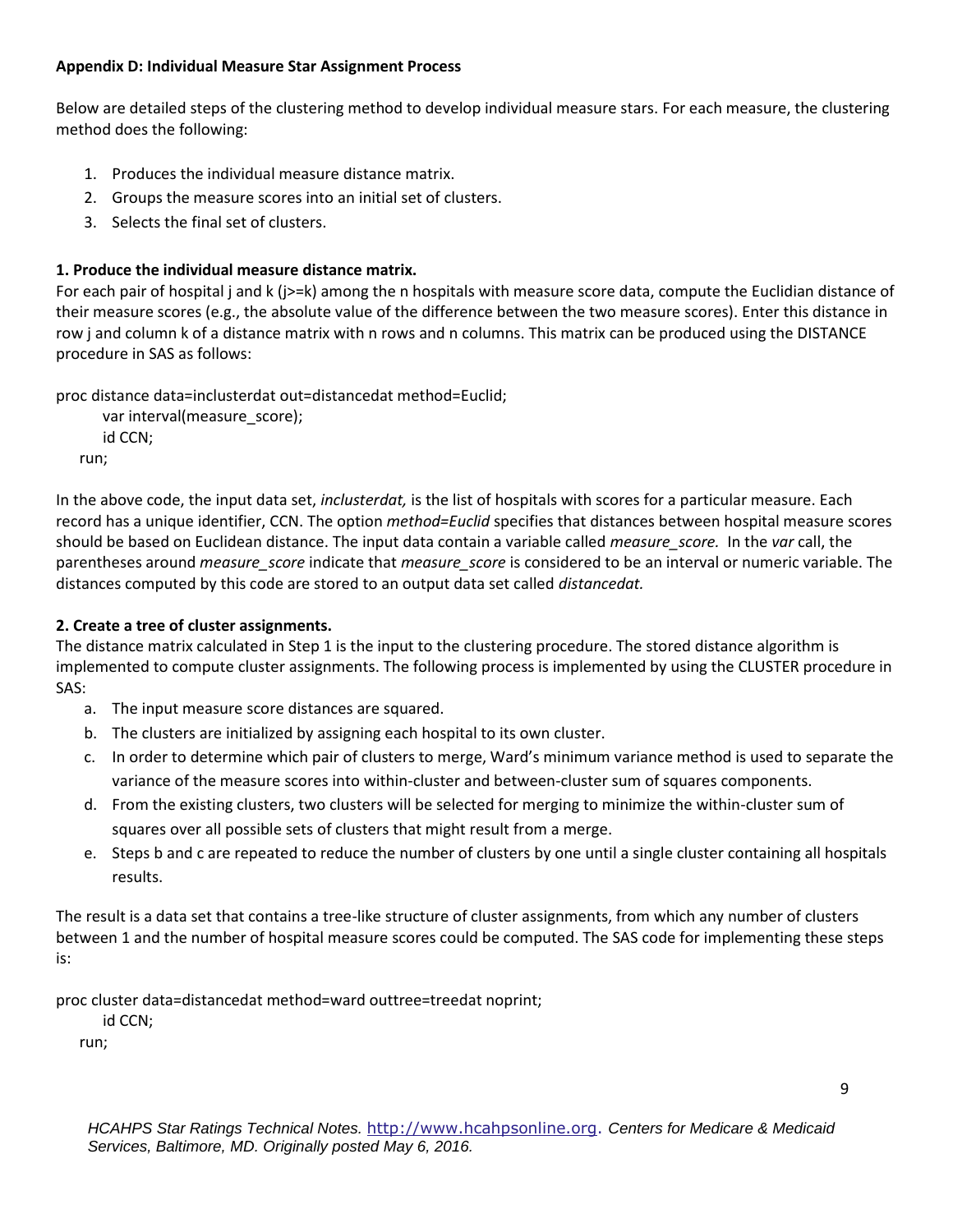**Appendix D: Individual Measure Star Assignment Process**

Below are detailed steps of the clustering method to develop individual measure stars. For each measure, the clustering method does the following:

1. Produces the individual measure distance matrix.
2. Groups the measure scores into an initial set of clusters.
3. Selects the final set of clusters.

**1. Produce the individual measure distance matrix.**

For each pair of hospital j and k (j>=k) among the n hospitals with measure score data, compute the Euclidian distance of their measure scores (e.g., the absolute value of the difference between the two measure scores). Enter this distance in row j and column k of a distance matrix with n rows and n columns. This matrix can be produced using the DISTANCE procedure in SAS as follows:

```
proc distance data=inclusterdat out=distancedat method=Euclid;
      var interval(measure_score);
      id CCN;
   run;
```

In the above code, the input data set, *inclusterdat,* is the list of hospitals with scores for a particular measure. Each record has a unique identifier, CCN. The option *method=Euclid* specifies that distances between hospital measure scores should be based on Euclidean distance. The input data contain a variable called *measure_score.* In the *var* call, the parentheses around *measure_score* indicate that *measure_score* is considered to be an interval or numeric variable. The distances computed by this code are stored to an output data set called *distancedat.*

**2. Create a tree of cluster assignments.**

The distance matrix calculated in Step 1 is the input to the clustering procedure. The stored distance algorithm is implemented to compute cluster assignments. The following process is implemented by using the CLUSTER procedure in SAS:

a. The input measure score distances are squared.
b. The clusters are initialized by assigning each hospital to its own cluster.
c. In order to determine which pair of clusters to merge, Ward's minimum variance method is used to separate the variance of the measure scores into within-cluster and between-cluster sum of squares components.
d. From the existing clusters, two clusters will be selected for merging to minimize the within-cluster sum of squares over all possible sets of clusters that might result from a merge.
e. Steps b and c are repeated to reduce the number of clusters by one until a single cluster containing all hospitals results.

The result is a data set that contains a tree-like structure of cluster assignments, from which any number of clusters between 1 and the number of hospital measure scores could be computed. The SAS code for implementing these steps is:

```
proc cluster data=distancedat method=ward outtree=treedat noprint;
      id CCN;
   run;
```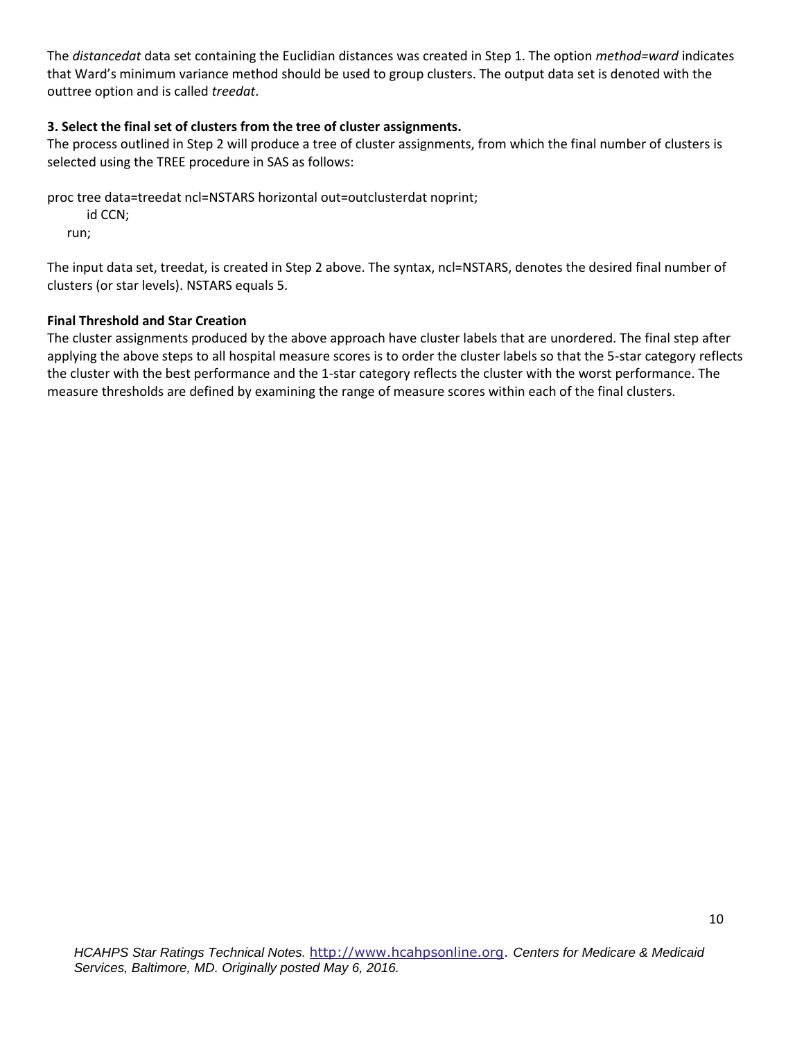The *distancedat* data set containing the Euclidian distances was created in Step 1. The option *method=ward* indicates that Ward's minimum variance method should be used to group clusters. The output data set is denoted with the outtree option and is called *treedat*.

**3. Select the final set of clusters from the tree of cluster assignments.**

The process outlined in Step 2 will produce a tree of cluster assignments, from which the final number of clusters is selected using the TREE procedure in SAS as follows:

```
proc tree data=treedat ncl=NSTARS horizontal out=outclusterdat noprint;
        id CCN;
    run;
```

The input data set, treedat, is created in Step 2 above. The syntax, ncl=NSTARS, denotes the desired final number of clusters (or star levels). NSTARS equals 5.

**Final Threshold and Star Creation**

The cluster assignments produced by the above approach have cluster labels that are unordered. The final step after applying the above steps to all hospital measure scores is to order the cluster labels so that the 5-star category reflects the cluster with the best performance and the 1-star category reflects the cluster with the worst performance. The measure thresholds are defined by examining the range of measure scores within each of the final clusters.